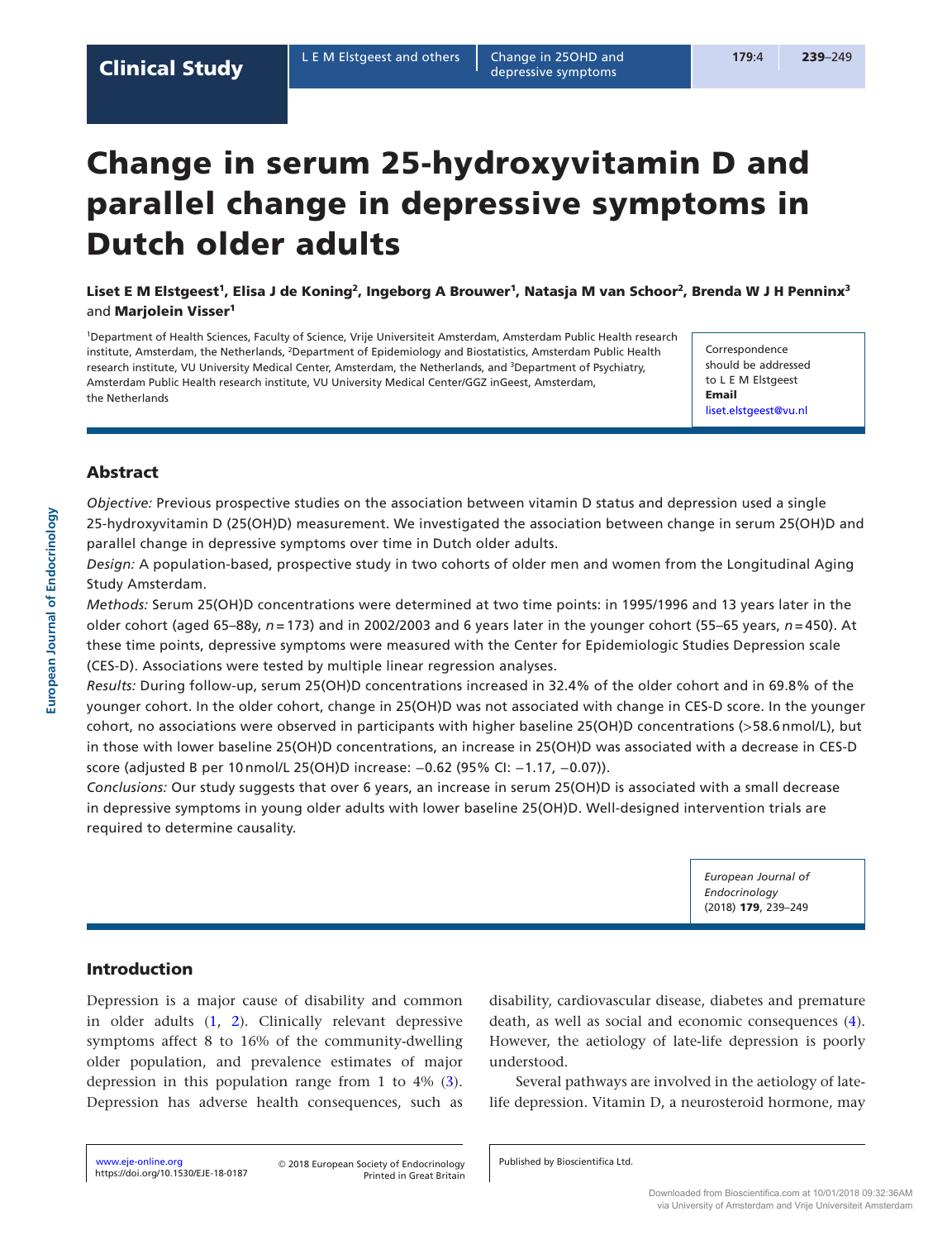# Change in serum 25-hydroxyvitamin D and parallel change in depressive symptoms in Dutch older adults

**Liset E M Elstgeest[1], Elisa J de Koning[2], Ingeborg A Brouwer[1], Natasja M van Schoor[2], Brenda W J H Penninx[3] and Marjolein Visser[1]**

[1]Department of Health Sciences, Faculty of Science, Vrije Universiteit Amsterdam, Amsterdam Public Health research institute, Amsterdam, the Netherlands, [2]Department of Epidemiology and Biostatistics, Amsterdam Public Health research institute, VU University Medical Center, Amsterdam, the Netherlands, and [3]Department of Psychiatry, Amsterdam Public Health research institute, VU University Medical Center/GGZ inGeest, Amsterdam, the Netherlands

Correspondence should be addressed to L E M Elstgeest
**Email**
liset.elstgeest@vu.nl

## Abstract

*Objective:* Previous prospective studies on the association between vitamin D status and depression used a single 25-hydroxyvitamin D (25(OH)D) measurement. We investigated the association between change in serum 25(OH)D and parallel change in depressive symptoms over time in Dutch older adults.

*Design:* A population-based, prospective study in two cohorts of older men and women from the Longitudinal Aging Study Amsterdam.

*Methods:* Serum 25(OH)D concentrations were determined at two time points: in 1995/1996 and 13 years later in the older cohort (aged 65–88y, $n = 173$) and in 2002/2003 and 6 years later in the younger cohort (55–65 years, $n = 450$). At these time points, depressive symptoms were measured with the Center for Epidemiologic Studies Depression scale (CES-D). Associations were tested by multiple linear regression analyses.

*Results:* During follow-up, serum 25(OH)D concentrations increased in 32.4% of the older cohort and in 69.8% of the younger cohort. In the older cohort, change in 25(OH)D was not associated with change in CES-D score. In the younger cohort, no associations were observed in participants with higher baseline 25(OH)D concentrations (>58.6 nmol/L), but in those with lower baseline 25(OH)D concentrations, an increase in 25(OH)D was associated with a decrease in CES-D score (adjusted B per 10 nmol/L 25(OH)D increase: −0.62 (95% CI: −1.17, −0.07)).

*Conclusions:* Our study suggests that over 6 years, an increase in serum 25(OH)D is associated with a small decrease in depressive symptoms in young older adults with lower baseline 25(OH)D. Well-designed intervention trials are required to determine causality.

*European Journal of Endocrinology* (2018) **179**, 239–249

## Introduction

Depression is a major cause of disability and common in older adults (1, 2). Clinically relevant depressive symptoms affect 8 to 16% of the community-dwelling older population, and prevalence estimates of major depression in this population range from 1 to 4% (3). Depression has adverse health consequences, such as disability, cardiovascular disease, diabetes and premature death, as well as social and economic consequences (4). However, the aetiology of late-life depression is poorly understood.

Several pathways are involved in the aetiology of late-life depression. Vitamin D, a neurosteroid hormone, may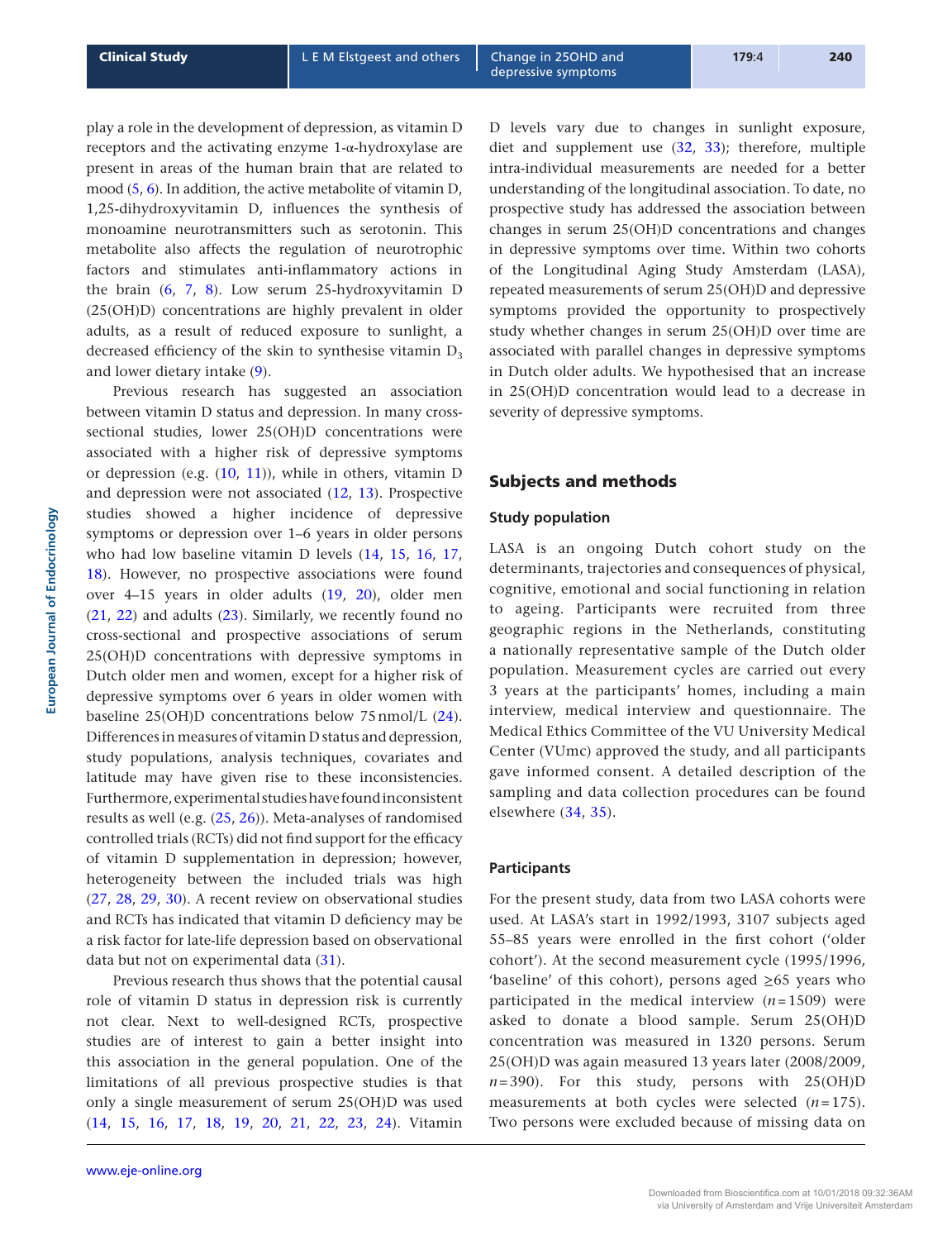play a role in the development of depression, as vitamin D receptors and the activating enzyme 1-α-hydroxylase are present in areas of the human brain that are related to mood (5, 6). In addition, the active metabolite of vitamin D, 1,25-dihydroxyvitamin D, influences the synthesis of monoamine neurotransmitters such as serotonin. This metabolite also affects the regulation of neurotrophic factors and stimulates anti-inflammatory actions in the brain (6, 7, 8). Low serum 25-hydroxyvitamin D (25(OH)D) concentrations are highly prevalent in older adults, as a result of reduced exposure to sunlight, a decreased efficiency of the skin to synthesise vitamin $D_3$ and lower dietary intake (9).

Previous research has suggested an association between vitamin D status and depression. In many cross-sectional studies, lower 25(OH)D concentrations were associated with a higher risk of depressive symptoms or depression (e.g. (10, 11)), while in others, vitamin D and depression were not associated (12, 13). Prospective studies showed a higher incidence of depressive symptoms or depression over 1–6 years in older persons who had low baseline vitamin D levels (14, 15, 16, 17, 18). However, no prospective associations were found over 4–15 years in older adults (19, 20), older men (21, 22) and adults (23). Similarly, we recently found no cross-sectional and prospective associations of serum 25(OH)D concentrations with depressive symptoms in Dutch older men and women, except for a higher risk of depressive symptoms over 6 years in older women with baseline 25(OH)D concentrations below 75 nmol/L (24). Differences in measures of vitamin D status and depression, study populations, analysis techniques, covariates and latitude may have given rise to these inconsistencies. Furthermore, experimental studies have found inconsistent results as well (e.g. (25, 26)). Meta-analyses of randomised controlled trials (RCTs) did not find support for the efficacy of vitamin D supplementation in depression; however, heterogeneity between the included trials was high (27, 28, 29, 30). A recent review on observational studies and RCTs has indicated that vitamin D deficiency may be a risk factor for late-life depression based on observational data but not on experimental data (31).

Previous research thus shows that the potential causal role of vitamin D status in depression risk is currently not clear. Next to well-designed RCTs, prospective studies are of interest to gain a better insight into this association in the general population. One of the limitations of all previous prospective studies is that only a single measurement of serum 25(OH)D was used (14, 15, 16, 17, 18, 19, 20, 21, 22, 23, 24). Vitamin D levels vary due to changes in sunlight exposure, diet and supplement use (32, 33); therefore, multiple intra-individual measurements are needed for a better understanding of the longitudinal association. To date, no prospective study has addressed the association between changes in serum 25(OH)D concentrations and changes in depressive symptoms over time. Within two cohorts of the Longitudinal Aging Study Amsterdam (LASA), repeated measurements of serum 25(OH)D and depressive symptoms provided the opportunity to prospectively study whether changes in serum 25(OH)D over time are associated with parallel changes in depressive symptoms in Dutch older adults. We hypothesised that an increase in 25(OH)D concentration would lead to a decrease in severity of depressive symptoms.

## Subjects and methods

### Study population

LASA is an ongoing Dutch cohort study on the determinants, trajectories and consequences of physical, cognitive, emotional and social functioning in relation to ageing. Participants were recruited from three geographic regions in the Netherlands, constituting a nationally representative sample of the Dutch older population. Measurement cycles are carried out every 3 years at the participants' homes, including a main interview, medical interview and questionnaire. The Medical Ethics Committee of the VU University Medical Center (VUmc) approved the study, and all participants gave informed consent. A detailed description of the sampling and data collection procedures can be found elsewhere (34, 35).

### Participants

For the present study, data from two LASA cohorts were used. At LASA's start in 1992/1993, 3107 subjects aged 55–85 years were enrolled in the first cohort ('older cohort'). At the second measurement cycle (1995/1996, 'baseline' of this cohort), persons aged ≥65 years who participated in the medical interview ($n$ = 1509) were asked to donate a blood sample. Serum 25(OH)D concentration was measured in 1320 persons. Serum 25(OH)D was again measured 13 years later (2008/2009, $n$ = 390). For this study, persons with 25(OH)D measurements at both cycles were selected ($n$ = 175). Two persons were excluded because of missing data on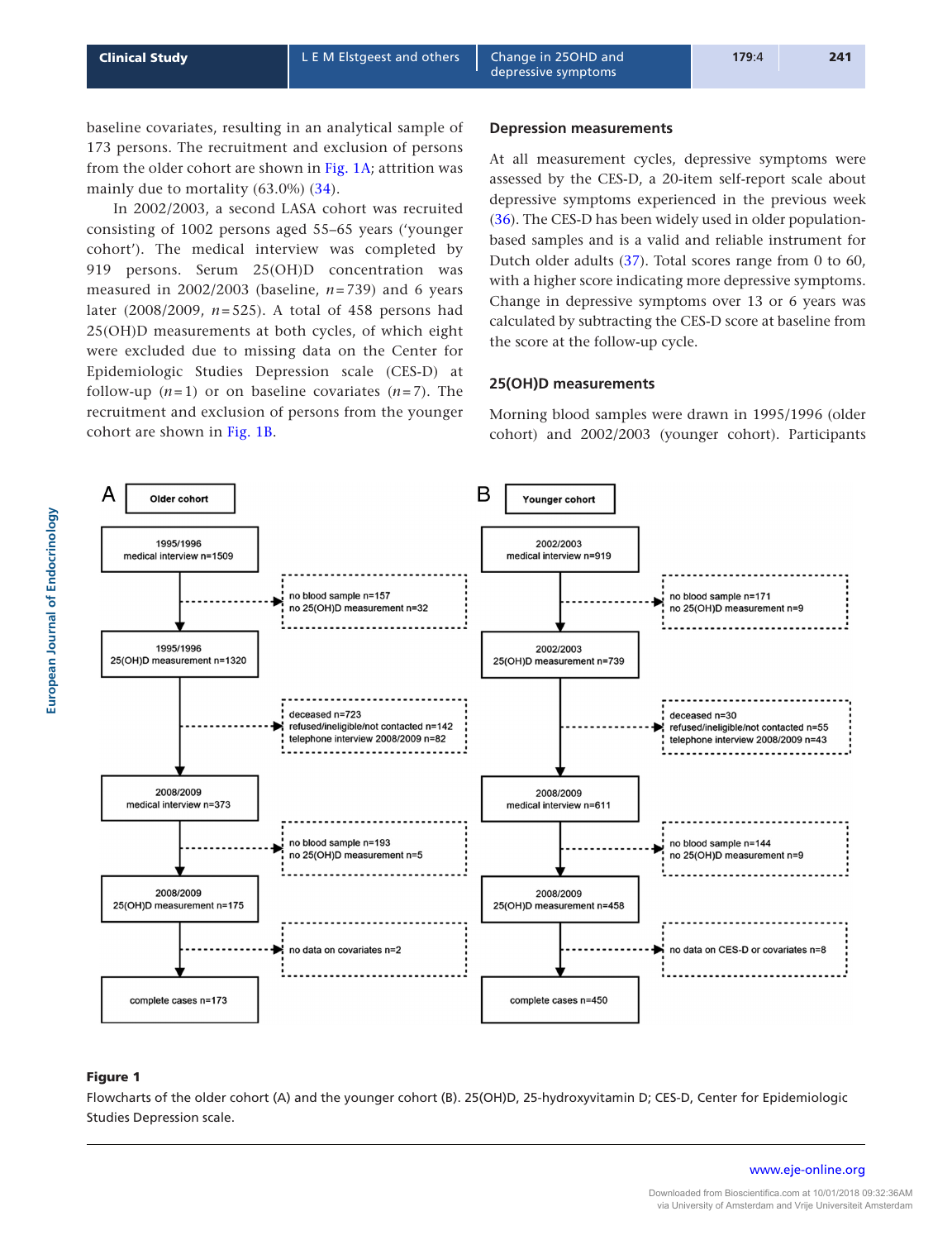baseline covariates, resulting in an analytical sample of 173 persons. The recruitment and exclusion of persons from the older cohort are shown in Fig. 1A; attrition was mainly due to mortality (63.0%) (34).

In 2002/2003, a second LASA cohort was recruited consisting of 1002 persons aged 55–65 years ('younger cohort'). The medical interview was completed by 919 persons. Serum 25(OH)D concentration was measured in 2002/2003 (baseline, $n=739$) and 6 years later (2008/2009, $n=525$). A total of 458 persons had 25(OH)D measurements at both cycles, of which eight were excluded due to missing data on the Center for Epidemiologic Studies Depression scale (CES-D) at follow-up ($n=1$) or on baseline covariates ($n=7$). The recruitment and exclusion of persons from the younger cohort are shown in Fig. 1B.

## Depression measurements

At all measurement cycles, depressive symptoms were assessed by the CES-D, a 20-item self-report scale about depressive symptoms experienced in the previous week (36). The CES-D has been widely used in older population-based samples and is a valid and reliable instrument for Dutch older adults (37). Total scores range from 0 to 60, with a higher score indicating more depressive symptoms. Change in depressive symptoms over 13 or 6 years was calculated by subtracting the CES-D score at baseline from the score at the follow-up cycle.

## 25(OH)D measurements

Morning blood samples were drawn in 1995/1996 (older cohort) and 2002/2003 (younger cohort). Participants

**A — Older cohort**

- 1995/1996 medical interview n=1509
  - → no blood sample n=157; no 25(OH)D measurement n=32
- 1995/1996 25(OH)D measurement n=1320
  - → deceased n=723; refused/ineligible/not contacted n=142; telephone interview 2008/2009 n=82
- 2008/2009 medical interview n=373
  - → no blood sample n=193; no 25(OH)D measurement n=5
- 2008/2009 25(OH)D measurement n=175
  - → no data on covariates n=2
- complete cases n=173

**B — Younger cohort**

- 2002/2003 medical interview n=919
  - → no blood sample n=171; no 25(OH)D measurement n=9
- 2002/2003 25(OH)D measurement n=739
  - → deceased n=30; refused/ineligible/not contacted n=55; telephone interview 2008/2009 n=43
- 2008/2009 medical interview n=611
  - → no blood sample n=144; no 25(OH)D measurement n=9
- 2008/2009 25(OH)D measurement n=458
  - → no data on CES-D or covariates n=8
- complete cases n=450

**Figure 1**

Flowcharts of the older cohort (A) and the younger cohort (B). 25(OH)D, 25-hydroxyvitamin D; CES-D, Center for Epidemiologic Studies Depression scale.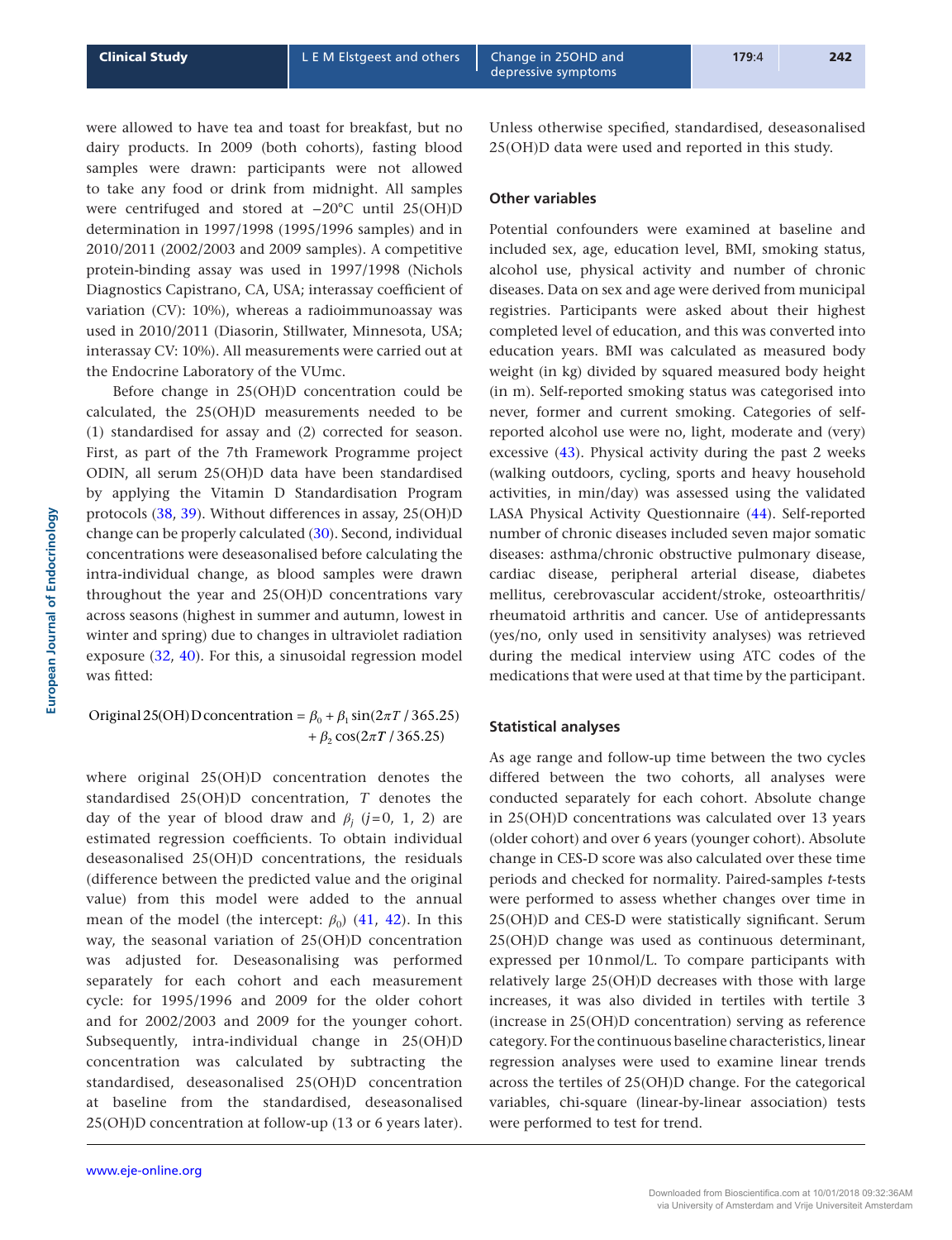were allowed to have tea and toast for breakfast, but no dairy products. In 2009 (both cohorts), fasting blood samples were drawn: participants were not allowed to take any food or drink from midnight. All samples were centrifuged and stored at −20°C until 25(OH)D determination in 1997/1998 (1995/1996 samples) and in 2010/2011 (2002/2003 and 2009 samples). A competitive protein-binding assay was used in 1997/1998 (Nichols Diagnostics Capistrano, CA, USA; interassay coefficient of variation (CV): 10%), whereas a radioimmunoassay was used in 2010/2011 (Diasorin, Stillwater, Minnesota, USA; interassay CV: 10%). All measurements were carried out at the Endocrine Laboratory of the VUmc.

Before change in 25(OH)D concentration could be calculated, the 25(OH)D measurements needed to be (1) standardised for assay and (2) corrected for season. First, as part of the 7th Framework Programme project ODIN, all serum 25(OH)D data have been standardised by applying the Vitamin D Standardisation Program protocols (38, 39). Without differences in assay, 25(OH)D change can be properly calculated (30). Second, individual concentrations were deseasonalised before calculating the intra-individual change, as blood samples were drawn throughout the year and 25(OH)D concentrations vary across seasons (highest in summer and autumn, lowest in winter and spring) due to changes in ultraviolet radiation exposure (32, 40). For this, a sinusoidal regression model was fitted:

$$\text{Original 25(OH)D concentration} = \beta_0 + \beta_1 \sin(2\pi T / 365.25) + \beta_2 \cos(2\pi T / 365.25)$$

where original 25(OH)D concentration denotes the standardised 25(OH)D concentration, $T$ denotes the day of the year of blood draw and $\beta_j$ ($j=0$, 1, 2) are estimated regression coefficients. To obtain individual deseasonalised 25(OH)D concentrations, the residuals (difference between the predicted value and the original value) from this model were added to the annual mean of the model (the intercept: $\beta_0$) (41, 42). In this way, the seasonal variation of 25(OH)D concentration was adjusted for. Deseasonalising was performed separately for each cohort and each measurement cycle: for 1995/1996 and 2009 for the older cohort and for 2002/2003 and 2009 for the younger cohort. Subsequently, intra-individual change in 25(OH)D concentration was calculated by subtracting the standardised, deseasonalised 25(OH)D concentration at baseline from the standardised, deseasonalised 25(OH)D concentration at follow-up (13 or 6 years later). Unless otherwise specified, standardised, deseasonalised 25(OH)D data were used and reported in this study.

### Other variables

Potential confounders were examined at baseline and included sex, age, education level, BMI, smoking status, alcohol use, physical activity and number of chronic diseases. Data on sex and age were derived from municipal registries. Participants were asked about their highest completed level of education, and this was converted into education years. BMI was calculated as measured body weight (in kg) divided by squared measured body height (in m). Self-reported smoking status was categorised into never, former and current smoking. Categories of self-reported alcohol use were no, light, moderate and (very) excessive (43). Physical activity during the past 2 weeks (walking outdoors, cycling, sports and heavy household activities, in min/day) was assessed using the validated LASA Physical Activity Questionnaire (44). Self-reported number of chronic diseases included seven major somatic diseases: asthma/chronic obstructive pulmonary disease, cardiac disease, peripheral arterial disease, diabetes mellitus, cerebrovascular accident/stroke, osteoarthritis/rheumatoid arthritis and cancer. Use of antidepressants (yes/no, only used in sensitivity analyses) was retrieved during the medical interview using ATC codes of the medications that were used at that time by the participant.

### Statistical analyses

As age range and follow-up time between the two cycles differed between the two cohorts, all analyses were conducted separately for each cohort. Absolute change in 25(OH)D concentrations was calculated over 13 years (older cohort) and over 6 years (younger cohort). Absolute change in CES-D score was also calculated over these time periods and checked for normality. Paired-samples *t*-tests were performed to assess whether changes over time in 25(OH)D and CES-D were statistically significant. Serum 25(OH)D change was used as continuous determinant, expressed per 10 nmol/L. To compare participants with relatively large 25(OH)D decreases with those with large increases, it was also divided in tertiles with tertile 3 (increase in 25(OH)D concentration) serving as reference category. For the continuous baseline characteristics, linear regression analyses were used to examine linear trends across the tertiles of 25(OH)D change. For the categorical variables, chi-square (linear-by-linear association) tests were performed to test for trend.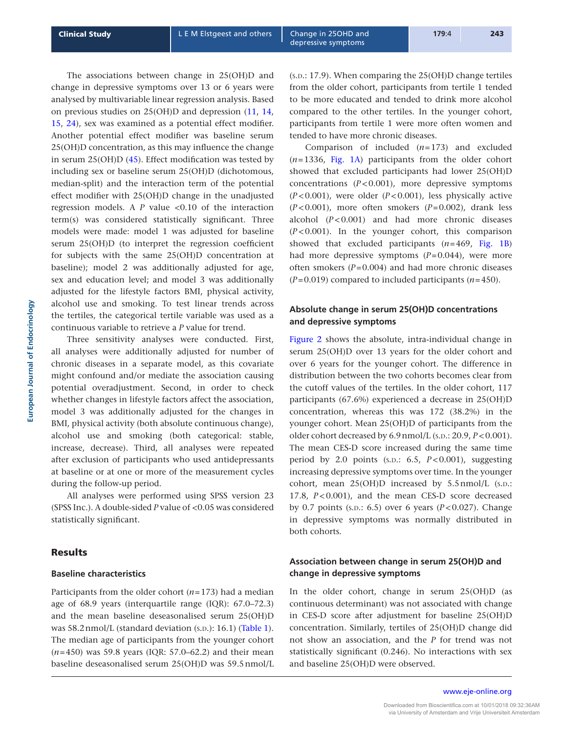The associations between change in 25(OH)D and change in depressive symptoms over 13 or 6 years were analysed by multivariable linear regression analysis. Based on previous studies on 25(OH)D and depression (11, 14, 15, 24), sex was examined as a potential effect modifier. Another potential effect modifier was baseline serum 25(OH)D concentration, as this may influence the change in serum 25(OH)D (45). Effect modification was tested by including sex or baseline serum 25(OH)D (dichotomous, median-split) and the interaction term of the potential effect modifier with 25(OH)D change in the unadjusted regression models. A $P$ value <0.10 of the interaction term(s) was considered statistically significant. Three models were made: model 1 was adjusted for baseline serum 25(OH)D (to interpret the regression coefficient for subjects with the same 25(OH)D concentration at baseline); model 2 was additionally adjusted for age, sex and education level; and model 3 was additionally adjusted for the lifestyle factors BMI, physical activity, alcohol use and smoking. To test linear trends across the tertiles, the categorical tertile variable was used as a continuous variable to retrieve a $P$ value for trend.

Three sensitivity analyses were conducted. First, all analyses were additionally adjusted for number of chronic diseases in a separate model, as this covariate might confound and/or mediate the association causing potential overadjustment. Second, in order to check whether changes in lifestyle factors affect the association, model 3 was additionally adjusted for the changes in BMI, physical activity (both absolute continuous change), alcohol use and smoking (both categorical: stable, increase, decrease). Third, all analyses were repeated after exclusion of participants who used antidepressants at baseline or at one or more of the measurement cycles during the follow-up period.

All analyses were performed using SPSS version 23 (SPSS Inc.). A double-sided $P$ value of <0.05 was considered statistically significant.

## Results

### Baseline characteristics

Participants from the older cohort ($n$=173) had a median age of 68.9 years (interquartile range (IQR): 67.0–72.3) and the mean baseline deseasonalised serum 25(OH)D was 58.2 nmol/L (standard deviation (s.d.): 16.1) (Table 1). The median age of participants from the younger cohort ($n$=450) was 59.8 years (IQR: 57.0–62.2) and their mean baseline deseasonalised serum 25(OH)D was 59.5 nmol/L (s.d.: 17.9). When comparing the 25(OH)D change tertiles from the older cohort, participants from tertile 1 tended to be more educated and tended to drink more alcohol compared to the other tertiles. In the younger cohort, participants from tertile 1 were more often women and tended to have more chronic diseases.

Comparison of included ($n$=173) and excluded ($n$=1336, Fig. 1A) participants from the older cohort showed that excluded participants had lower 25(OH)D concentrations ($P$<0.001), more depressive symptoms ($P$<0.001), were older ($P$<0.001), less physically active ($P$<0.001), more often smokers ($P$=0.002), drank less alcohol ($P$<0.001) and had more chronic diseases ($P$<0.001). In the younger cohort, this comparison showed that excluded participants ($n$=469, Fig. 1B) had more depressive symptoms ($P$=0.044), were more often smokers ($P$=0.004) and had more chronic diseases ($P$=0.019) compared to included participants ($n$=450).

### Absolute change in serum 25(OH)D concentrations and depressive symptoms

Figure 2 shows the absolute, intra-individual change in serum 25(OH)D over 13 years for the older cohort and over 6 years for the younger cohort. The difference in distribution between the two cohorts becomes clear from the cutoff values of the tertiles. In the older cohort, 117 participants (67.6%) experienced a decrease in 25(OH)D concentration, whereas this was 172 (38.2%) in the younger cohort. Mean 25(OH)D of participants from the older cohort decreased by 6.9 nmol/L (s.d.: 20.9, $P$<0.001). The mean CES-D score increased during the same time period by 2.0 points (s.d.: 6.5, $P$<0.001), suggesting increasing depressive symptoms over time. In the younger cohort, mean 25(OH)D increased by 5.5 nmol/L (s.d.: 17.8, $P$<0.001), and the mean CES-D score decreased by 0.7 points (s.d.: 6.5) over 6 years ($P$<0.027). Change in depressive symptoms was normally distributed in both cohorts.

### Association between change in serum 25(OH)D and change in depressive symptoms

In the older cohort, change in serum 25(OH)D (as continuous determinant) was not associated with change in CES-D score after adjustment for baseline 25(OH)D concentration. Similarly, tertiles of 25(OH)D change did not show an association, and the $P$ for trend was not statistically significant (0.246). No interactions with sex and baseline 25(OH)D were observed.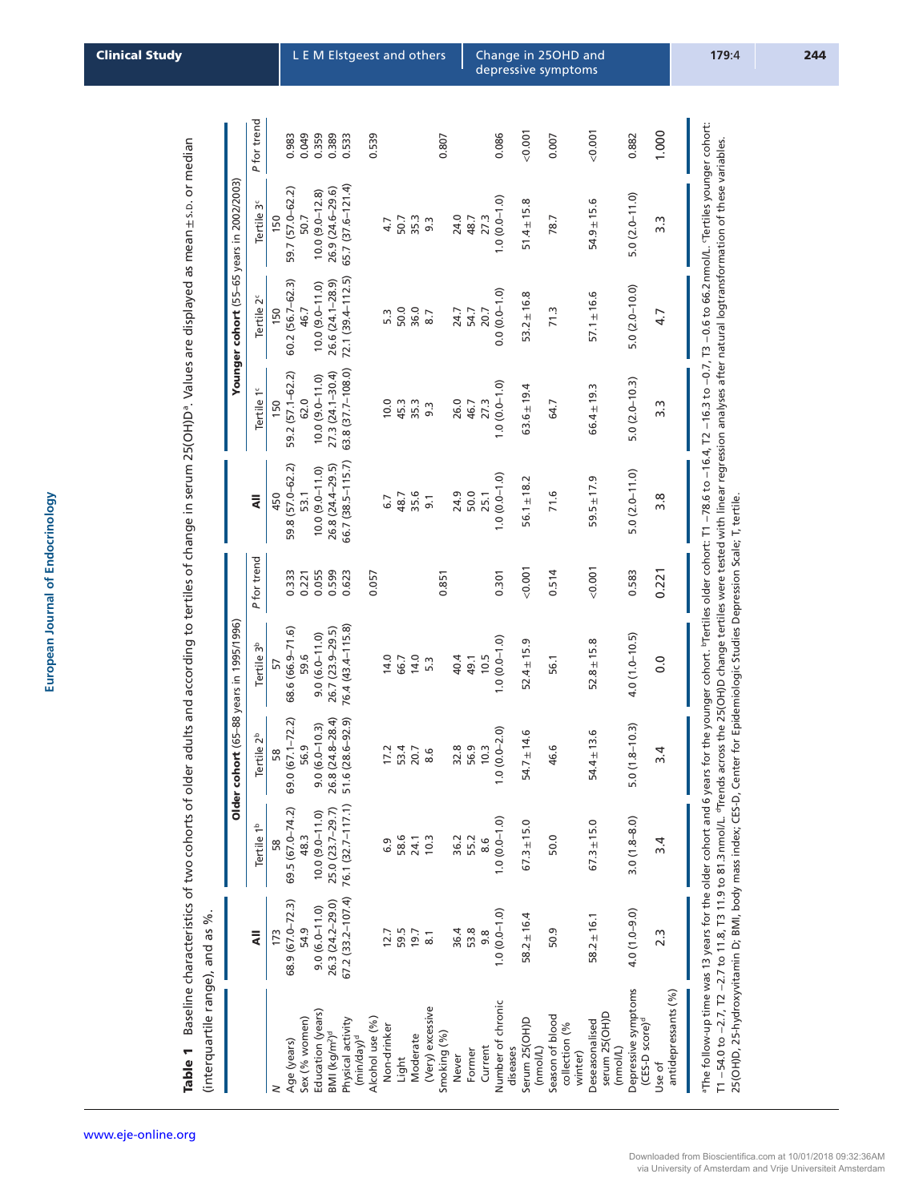**Table 1** Baseline characteristics of two cohorts of older adults and according to tertiles of change in serum 25(OH)D[a]. Values are displayed as mean ± S.D. or median (interquartile range), and as %.

| | Older cohort (65–88 years in 1995/1996) | | | | | Younger cohort (55–65 years in 2002/2003) | | | | |
|---|---|---|---|---|---|---|---|---|---|---|
| | All | Tertile 1[b] | Tertile 2[b] | Tertile 3[b] | P for trend | All | Tertile 1[c] | Tertile 2[c] | Tertile 3[c] | P for trend |
| N | 173 | 58 | 58 | 57 | | 450 | 150 | 150 | 150 | |
| Age (years) | 68.9 (67.0–72.3) | 69.5 (67.0–74.2) | 69.0 (67.1–72.2) | 68.6 (66.9–71.6) | 0.333 | 59.8 (57.0–62.2) | 59.2 (57.1–62.2) | 60.2 (56.7–62.3) | 59.7 (57.0–62.2) | 0.983 |
| Sex (% women) | 54.9 | 48.3 | 56.9 | 59.6 | 0.221 | 53.1 | 62.0 | 46.7 | 50.7 | 0.049 |
| Education (years) | 9.0 (6.0–11.0) | 10.0 (9.0–11.0) | 9.0 (6.0–10.3) | 9.0 (6.0–11.0) | 0.055 | 10.0 (9.0–11.0) | 10.0 (9.0–11.0) | 10.0 (9.0–11.0) | 10.0 (9.0–12.8) | 0.359 |
| BMI (kg/m²)[d] | 26.3 (24.2–29.0) | 25.0 (23.7–29.7) | 26.8 (24.8–28.4) | 26.7 (23.9–29.5) | 0.599 | 26.8 (24.4–29.5) | 27.3 (24.1–30.4) | 26.6 (24.1–28.9) | 26.9 (24.6–29.6) | 0.389 |
| Physical activity (min/day)[d] | 67.2 (33.2–107.4) | 76.1 (32.7–117.1) | 51.6 (28.6–92.9) | 76.4 (43.4–115.8) | 0.623 | 66.7 (38.5–115.7) | 63.8 (37.7–108.0) | 72.1 (39.4–112.5) | 65.7 (37.6–121.4) | 0.533 |
| Alcohol use (%) | | | | | 0.057 | | | | | 0.539 |
| Non-drinker | 12.7 | 6.9 | 17.2 | 14.0 | | 6.7 | 10.0 | 5.3 | 4.7 | |
| Light | 59.5 | 58.6 | 53.4 | 66.7 | | 48.7 | 45.3 | 50.0 | 50.7 | |
| Moderate | 19.7 | 24.1 | 20.7 | 14.0 | | 35.6 | 35.3 | 36.0 | 35.3 | |
| (Very) excessive | 8.1 | 10.3 | 8.6 | 5.3 | | 9.1 | 9.3 | 8.7 | 9.3 | |
| Smoking (%) | | | | | 0.851 | | | | | 0.807 |
| Never | 36.4 | 36.2 | 32.8 | 40.4 | | 24.9 | 26.0 | 24.7 | 24.0 | |
| Former | 53.8 | 55.2 | 56.9 | 49.1 | | 50.0 | 46.7 | 54.7 | 48.7 | |
| Current | 9.8 | 8.6 | 10.3 | 10.5 | | 25.1 | 27.3 | 20.7 | 27.3 | |
| Number of chronic diseases | 1.0 (0.0–1.0) | 1.0 (0.0–1.0) | 1.0 (0.0–2.0) | 1.0 (0.0–1.0) | 0.301 | 1.0 (0.0–1.0) | 1.0 (0.0–1.0) | 0.0 (0.0–1.0) | 1.0 (0.0–1.0) | 0.086 |
| Serum 25(OH)D (nmol/L) | 58.2 ± 16.4 | 67.3 ± 15.0 | 54.7 ± 14.6 | 52.4 ± 15.9 | <0.001 | 56.1 ± 18.2 | 63.6 ± 19.4 | 53.2 ± 16.8 | 51.4 ± 15.8 | <0.001 |
| Season of blood collection (% winter) | 50.9 | 50.0 | 46.6 | 56.1 | 0.514 | 71.6 | 64.7 | 71.3 | 78.7 | 0.007 |
| Deseasonalised serum 25(OH)D (nmol/L) | 58.2 ± 16.1 | 67.3 ± 15.0 | 54.4 ± 13.6 | 52.8 ± 15.8 | <0.001 | 59.5 ± 17.9 | 66.4 ± 19.3 | 57.1 ± 16.6 | 54.9 ± 15.6 | <0.001 |
| Depressive symptoms (CES-D score)[d] | 4.0 (1.0–9.0) | 3.0 (1.8–8.0) | 5.0 (1.8–10.3) | 4.0 (1.0–10.5) | 0.583 | 5.0 (2.0–11.0) | 5.0 (2.0–10.3) | 5.0 (2.0–10.0) | 5.0 (2.0–11.0) | 0.882 |
| Use of antidepressants (%) | 2.3 | 3.4 | 3.4 | 0.0 | 0.221 | 3.8 | 3.3 | 4.7 | 3.3 | 1.000 |

[a]The follow-up time was 13 years for the older cohort and 6 years for the younger cohort. [b]Tertiles older cohort: T1 −78.6 to −16.4, T2 −16.3 to −0.7, T3 −0.6 to 66.2 nmol/L. [c]Tertiles younger cohort: T1 −54.0 to −2.7, T2 −2.7 to 11.8, T3 11.9 to 81.3 nmol/L. [d]Trends across the 25(OH)D change tertiles were tested with linear regression analyses after natural logtransformation of these variables.
25(OH)D, 25-hydroxyvitamin D; BMI, body mass index; CES-D, Center for Epidemiologic Studies Depression Scale; T, tertile.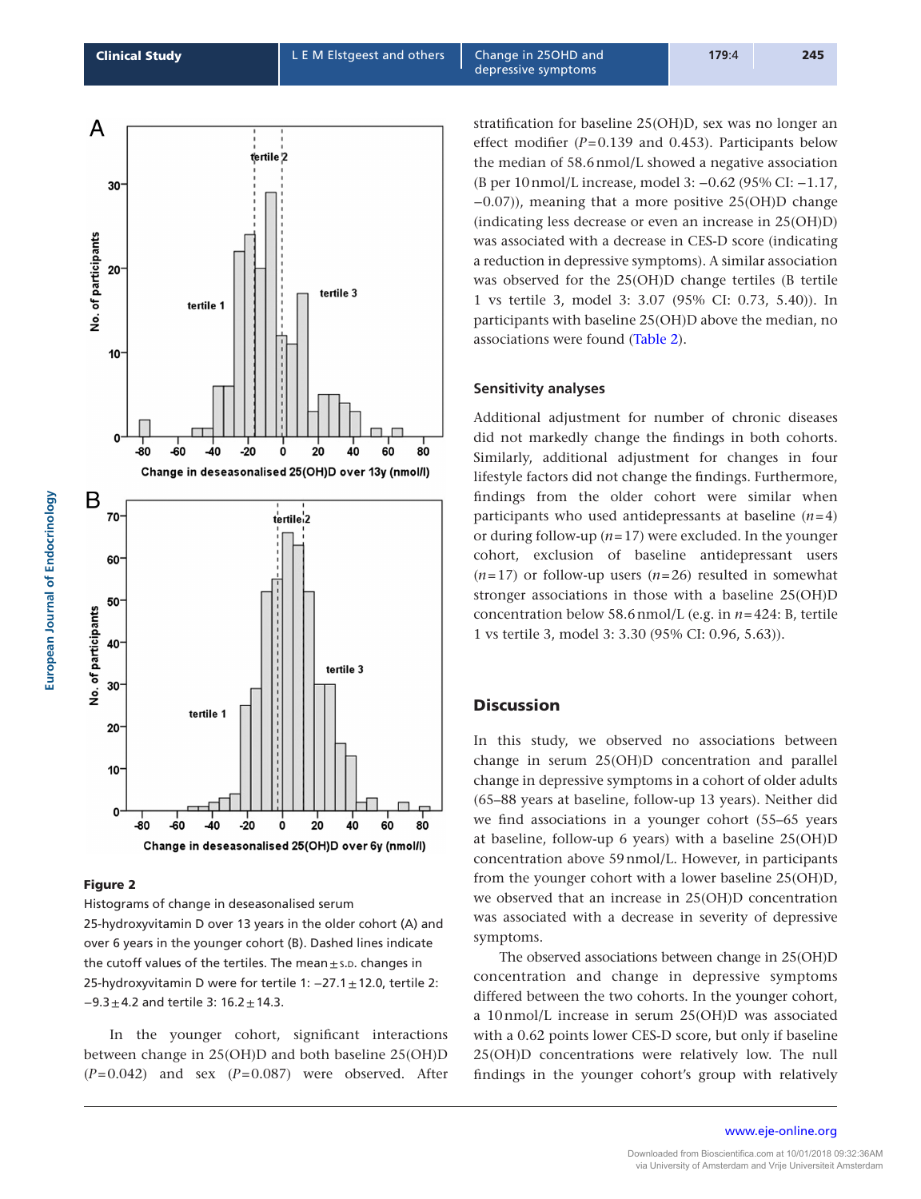**Figure 2**

Histograms of change in deseasonalised serum 25-hydroxyvitamin D over 13 years in the older cohort (A) and over 6 years in the younger cohort (B). Dashed lines indicate the cutoff values of the tertiles. The mean ± s.d. changes in 25-hydroxyvitamin D were for tertile 1: −27.1 ± 12.0, tertile 2: −9.3 ± 4.2 and tertile 3: 16.2 ± 14.3.

In the younger cohort, significant interactions between change in 25(OH)D and both baseline 25(OH)D ($P$=0.042) and sex ($P$=0.087) were observed. After stratification for baseline 25(OH)D, sex was no longer an effect modifier ($P$=0.139 and 0.453). Participants below the median of 58.6 nmol/L showed a negative association (B per 10 nmol/L increase, model 3: −0.62 (95% CI: −1.17, −0.07)), meaning that a more positive 25(OH)D change (indicating less decrease or even an increase in 25(OH)D) was associated with a decrease in CES-D score (indicating a reduction in depressive symptoms). A similar association was observed for the 25(OH)D change tertiles (B tertile 1 vs tertile 3, model 3: 3.07 (95% CI: 0.73, 5.40)). In participants with baseline 25(OH)D above the median, no associations were found (Table 2).

### Sensitivity analyses

Additional adjustment for number of chronic diseases did not markedly change the findings in both cohorts. Similarly, additional adjustment for changes in four lifestyle factors did not change the findings. Furthermore, findings from the older cohort were similar when participants who used antidepressants at baseline ($n$=4) or during follow-up ($n$=17) were excluded. In the younger cohort, exclusion of baseline antidepressant users ($n$=17) or follow-up users ($n$=26) resulted in somewhat stronger associations in those with a baseline 25(OH)D concentration below 58.6 nmol/L (e.g. in $n$=424: B, tertile 1 vs tertile 3, model 3: 3.30 (95% CI: 0.96, 5.63)).

## Discussion

In this study, we observed no associations between change in serum 25(OH)D concentration and parallel change in depressive symptoms in a cohort of older adults (65–88 years at baseline, follow-up 13 years). Neither did we find associations in a younger cohort (55–65 years at baseline, follow-up 6 years) with a baseline 25(OH)D concentration above 59 nmol/L. However, in participants from the younger cohort with a lower baseline 25(OH)D, we observed that an increase in 25(OH)D concentration was associated with a decrease in severity of depressive symptoms.

The observed associations between change in 25(OH)D concentration and change in depressive symptoms differed between the two cohorts. In the younger cohort, a 10 nmol/L increase in serum 25(OH)D was associated with a 0.62 points lower CES-D score, but only if baseline 25(OH)D concentrations were relatively low. The null findings in the younger cohort's group with relatively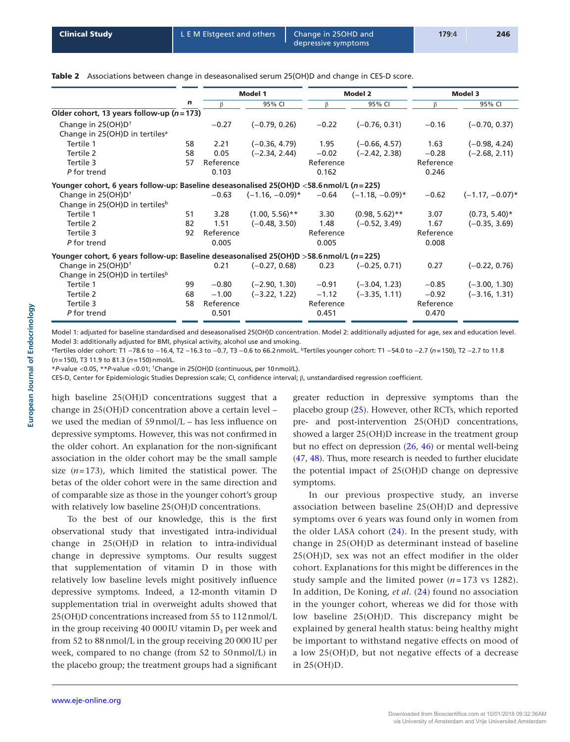**Table 2** Associations between change in deseasonalised serum 25(OH)D and change in CES-D score.

| | *n* | Model 1 | | Model 2 | | Model 3 | |
|---|---|---|---|---|---|---|---|
| | | β | 95% CI | β | 95% CI | β | 95% CI |
| **Older cohort, 13 years follow-up (*n*=173)** | | | | | | | |
| Change in 25(OH)D[†] | | −0.27 | (−0.79, 0.26) | −0.22 | (−0.76, 0.31) | −0.16 | (−0.70, 0.37) |
| Change in 25(OH)D in tertiles[a] | | | | | | | |
| Tertile 1 | 58 | 2.21 | (−0.36, 4.79) | 1.95 | (−0.66, 4.57) | 1.63 | (−0.98, 4.24) |
| Tertile 2 | 58 | 0.05 | (−2.34, 2.44) | −0.02 | (−2.42, 2.38) | −0.28 | (−2.68, 2.11) |
| Tertile 3 | 57 | Reference | | Reference | | Reference | |
| *P* for trend | | 0.103 | | 0.162 | | 0.246 | |
| **Younger cohort, 6 years follow-up: Baseline deseasonalised 25(OH)D <58.6 nmol/L (*n*=225)** | | | | | | | |
| Change in 25(OH)D[†] | | −0.63 | (−1.16, −0.09)* | −0.64 | (−1.18, −0.09)* | −0.62 | (−1.17, −0.07)* |
| Change in 25(OH)D in tertiles[b] | | | | | | | |
| Tertile 1 | 51 | 3.28 | (1.00, 5.56)** | 3.30 | (0.98, 5.62)** | 3.07 | (0.73, 5.40)* |
| Tertile 2 | 82 | 1.51 | (−0.48, 3.50) | 1.48 | (−0.52, 3.49) | 1.67 | (−0.35, 3.69) |
| Tertile 3 | 92 | Reference | | Reference | | Reference | |
| *P* for trend | | 0.005 | | 0.005 | | 0.008 | |
| **Younger cohort, 6 years follow-up: Baseline deseasonalised 25(OH)D >58.6 nmol/L (*n*=225)** | | | | | | | |
| Change in 25(OH)D[†] | | 0.21 | (−0.27, 0.68) | 0.23 | (−0.25, 0.71) | 0.27 | (−0.22, 0.76) |
| Change in 25(OH)D in tertiles[b] | | | | | | | |
| Tertile 1 | 99 | −0.80 | (−2.90, 1.30) | −0.91 | (−3.04, 1.23) | −0.85 | (−3.00, 1.30) |
| Tertile 2 | 68 | −1.00 | (−3.22, 1.22) | −1.12 | (−3.35, 1.11) | −0.92 | (−3.16, 1.31) |
| Tertile 3 | 58 | Reference | | Reference | | Reference | |
| *P* for trend | | 0.501 | | 0.451 | | 0.470 | |

Model 1: adjusted for baseline standardised and deseasonalised 25(OH)D concentration. Model 2: additionally adjusted for age, sex and education level. Model 3: additionally adjusted for BMI, physical activity, alcohol use and smoking.
[a]Tertiles older cohort: T1 −78.6 to −16.4, T2 −16.3 to −0.7, T3 −0.6 to 66.2 nmol/L. [b]Tertiles younger cohort: T1 −54.0 to −2.7 (*n*=150), T2 −2.7 to 11.8 (*n*=150), T3 11.9 to 81.3 (*n*=150) nmol/L.
**P*-value <0.05, ***P*-value <0.01; [†]Change in 25(OH)D (continuous, per 10 nmol/L).
CES-D, Center for Epidemiologic Studies Depression scale; CI, confidence interval; β, unstandardised regression coefficient.

high baseline 25(OH)D concentrations suggest that a change in 25(OH)D concentration above a certain level – we used the median of 59 nmol/L – has less influence on depressive symptoms. However, this was not confirmed in the older cohort. An explanation for the non-significant association in the older cohort may be the small sample size (*n*=173), which limited the statistical power. The betas of the older cohort were in the same direction and of comparable size as those in the younger cohort's group with relatively low baseline 25(OH)D concentrations.

To the best of our knowledge, this is the first observational study that investigated intra-individual change in 25(OH)D in relation to intra-individual change in depressive symptoms. Our results suggest that supplementation of vitamin D in those with relatively low baseline levels might positively influence depressive symptoms. Indeed, a 12-month vitamin D supplementation trial in overweight adults showed that 25(OH)D concentrations increased from 55 to 112 nmol/L in the group receiving 40 000 IU vitamin $D_3$ per week and from 52 to 88 nmol/L in the group receiving 20 000 IU per week, compared to no change (from 52 to 50 nmol/L) in the placebo group; the treatment groups had a significant greater reduction in depressive symptoms than the placebo group (25). However, other RCTs, which reported pre- and post-intervention 25(OH)D concentrations, showed a larger 25(OH)D increase in the treatment group but no effect on depression (26, 46) or mental well-being (47, 48). Thus, more research is needed to further elucidate the potential impact of 25(OH)D change on depressive symptoms.

In our previous prospective study, an inverse association between baseline 25(OH)D and depressive symptoms over 6 years was found only in women from the older LASA cohort (24). In the present study, with change in 25(OH)D as determinant instead of baseline 25(OH)D, sex was not an effect modifier in the older cohort. Explanations for this might be differences in the study sample and the limited power (*n*=173 vs 1282). In addition, De Koning, *et al.* (24) found no association in the younger cohort, whereas we did for those with low baseline 25(OH)D. This discrepancy might be explained by general health status: being healthy might be important to withstand negative effects on mood of a low 25(OH)D, but not negative effects of a decrease in 25(OH)D.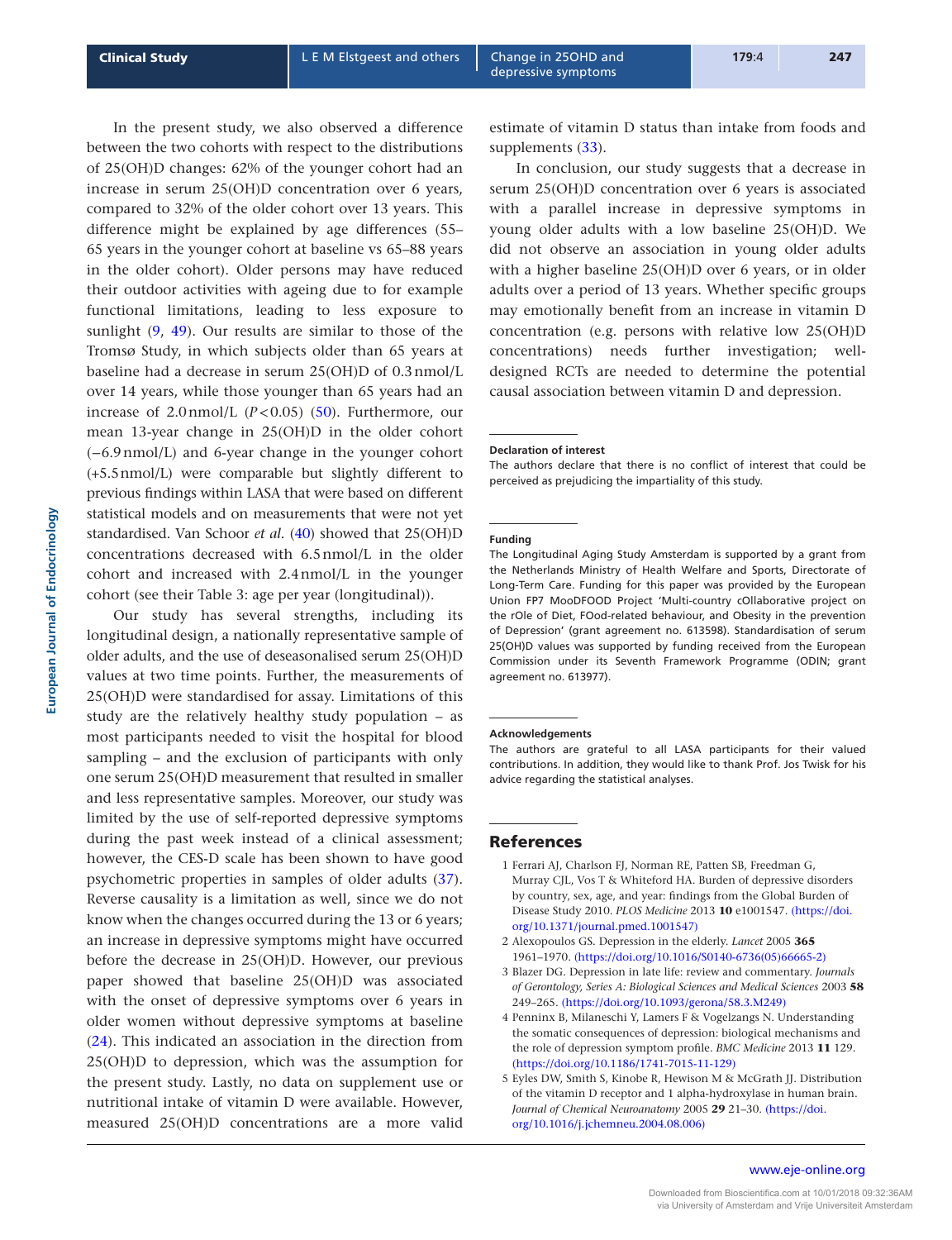In the present study, we also observed a difference between the two cohorts with respect to the distributions of 25(OH)D changes: 62% of the younger cohort had an increase in serum 25(OH)D concentration over 6 years, compared to 32% of the older cohort over 13 years. This difference might be explained by age differences (55–65 years in the younger cohort at baseline vs 65–88 years in the older cohort). Older persons may have reduced their outdoor activities with ageing due to for example functional limitations, leading to less exposure to sunlight (9, 49). Our results are similar to those of the Tromsø Study, in which subjects older than 65 years at baseline had a decrease in serum 25(OH)D of 0.3 nmol/L over 14 years, while those younger than 65 years had an increase of 2.0 nmol/L ($P < 0.05$) (50). Furthermore, our mean 13-year change in 25(OH)D in the older cohort (−6.9 nmol/L) and 6-year change in the younger cohort (+5.5 nmol/L) were comparable but slightly different to previous findings within LASA that were based on different statistical models and on measurements that were not yet standardised. Van Schoor *et al.* (40) showed that 25(OH)D concentrations decreased with 6.5 nmol/L in the older cohort and increased with 2.4 nmol/L in the younger cohort (see their Table 3: age per year (longitudinal)).

Our study has several strengths, including its longitudinal design, a nationally representative sample of older adults, and the use of deseasonalised serum 25(OH)D values at two time points. Further, the measurements of 25(OH)D were standardised for assay. Limitations of this study are the relatively healthy study population – as most participants needed to visit the hospital for blood sampling – and the exclusion of participants with only one serum 25(OH)D measurement that resulted in smaller and less representative samples. Moreover, our study was limited by the use of self-reported depressive symptoms during the past week instead of a clinical assessment; however, the CES-D scale has been shown to have good psychometric properties in samples of older adults (37). Reverse causality is a limitation as well, since we do not know when the changes occurred during the 13 or 6 years; an increase in depressive symptoms might have occurred before the decrease in 25(OH)D. However, our previous paper showed that baseline 25(OH)D was associated with the onset of depressive symptoms over 6 years in older women without depressive symptoms at baseline (24). This indicated an association in the direction from 25(OH)D to depression, which was the assumption for the present study. Lastly, no data on supplement use or nutritional intake of vitamin D were available. However, measured 25(OH)D concentrations are a more valid estimate of vitamin D status than intake from foods and supplements (33).

In conclusion, our study suggests that a decrease in serum 25(OH)D concentration over 6 years is associated with a parallel increase in depressive symptoms in young older adults with a low baseline 25(OH)D. We did not observe an association in young older adults with a higher baseline 25(OH)D over 6 years, or in older adults over a period of 13 years. Whether specific groups may emotionally benefit from an increase in vitamin D concentration (e.g. persons with relative low 25(OH)D concentrations) needs further investigation; well-designed RCTs are needed to determine the potential causal association between vitamin D and depression.

#### Declaration of interest

The authors declare that there is no conflict of interest that could be perceived as prejudicing the impartiality of this study.

#### Funding

The Longitudinal Aging Study Amsterdam is supported by a grant from the Netherlands Ministry of Health Welfare and Sports, Directorate of Long-Term Care. Funding for this paper was provided by the European Union FP7 MooDFOOD Project 'Multi-country cOllaborative project on the rOle of Diet, FOod-related behaviour, and Obesity in the prevention of Depression' (grant agreement no. 613598). Standardisation of serum 25(OH)D values was supported by funding received from the European Commission under its Seventh Framework Programme (ODIN; grant agreement no. 613977).

#### Acknowledgements

The authors are grateful to all LASA participants for their valued contributions. In addition, they would like to thank Prof. Jos Twisk for his advice regarding the statistical analyses.

## References

1. Ferrari AJ, Charlson FJ, Norman RE, Patten SB, Freedman G, Murray CJL, Vos T & Whiteford HA. Burden of depressive disorders by country, sex, age, and year: findings from the Global Burden of Disease Study 2010. *PLOS Medicine* 2013 **10** e1001547. (https://doi.org/10.1371/journal.pmed.1001547)
2. Alexopoulos GS. Depression in the elderly. *Lancet* 2005 **365** 1961–1970. (https://doi.org/10.1016/S0140-6736(05)66665-2)
3. Blazer DG. Depression in late life: review and commentary. *Journals of Gerontology, Series A: Biological Sciences and Medical Sciences* 2003 **58** 249–265. (https://doi.org/10.1093/gerona/58.3.M249)
4. Penninx B, Milaneschi Y, Lamers F & Vogelzangs N. Understanding the somatic consequences of depression: biological mechanisms and the role of depression symptom profile. *BMC Medicine* 2013 **11** 129. (https://doi.org/10.1186/1741-7015-11-129)
5. Eyles DW, Smith S, Kinobe R, Hewison M & McGrath JJ. Distribution of the vitamin D receptor and 1 alpha-hydroxylase in human brain. *Journal of Chemical Neuroanatomy* 2005 **29** 21–30. (https://doi.org/10.1016/j.jchemneu.2004.08.006)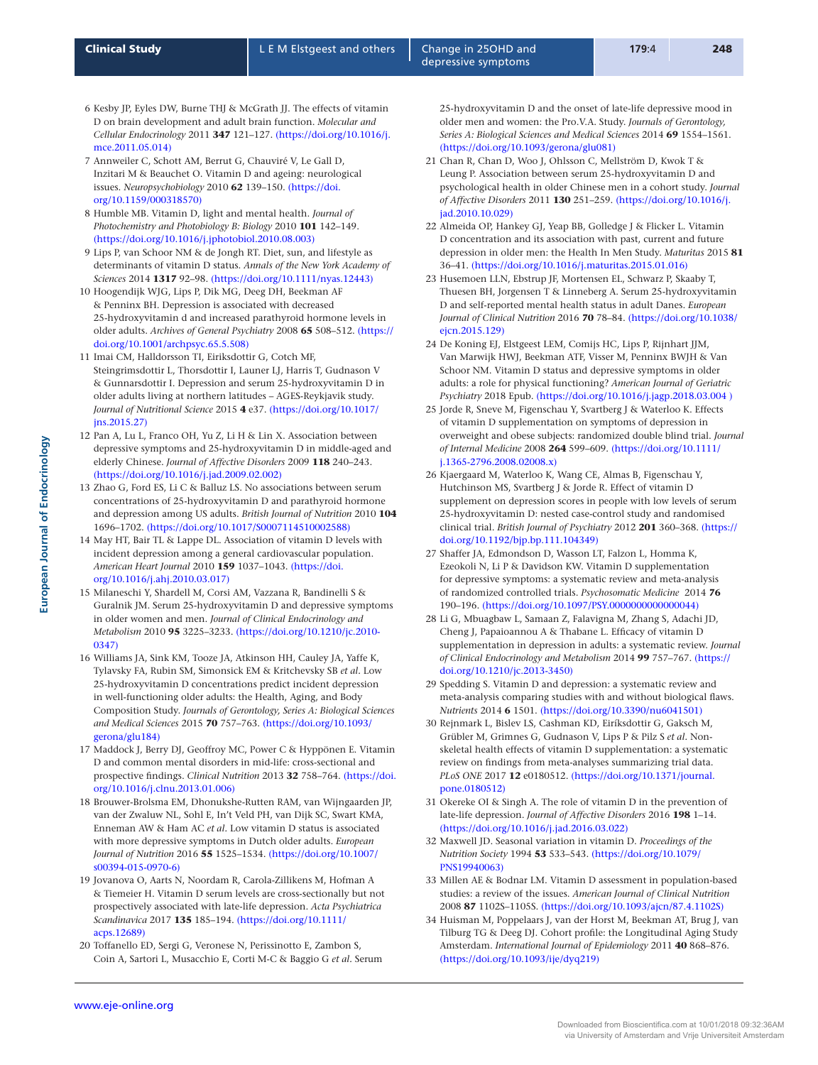6 Kesby JP, Eyles DW, Burne THJ & McGrath JJ. The effects of vitamin D on brain development and adult brain function. *Molecular and Cellular Endocrinology* 2011 **347** 121–127. (https://doi.org/10.1016/j.mce.2011.05.014)

7 Annweiler C, Schott AM, Berrut G, Chauviré V, Le Gall D, Inzitari M & Beauchet O. Vitamin D and ageing: neurological issues. *Neuropsychobiology* 2010 **62** 139–150. (https://doi.org/10.1159/000318570)

8 Humble MB. Vitamin D, light and mental health. *Journal of Photochemistry and Photobiology B: Biology* 2010 **101** 142–149. (https://doi.org/10.1016/j.jphotobiol.2010.08.003)

9 Lips P, van Schoor NM & de Jongh RT. Diet, sun, and lifestyle as determinants of vitamin D status. *Annals of the New York Academy of Sciences* 2014 **1317** 92–98. (https://doi.org/10.1111/nyas.12443)

10 Hoogendijk WJG, Lips P, Dik MG, Deeg DH, Beekman AF & Penninx BH. Depression is associated with decreased 25-hydroxyvitamin d and increased parathyroid hormone levels in older adults. *Archives of General Psychiatry* 2008 **65** 508–512. (https://doi.org/10.1001/archpsyc.65.5.508)

11 Imai CM, Halldorsson TI, Eiriksdottir G, Cotch MF, Steingrimsdottir L, Thorsdottir I, Launer LJ, Harris T, Gudnason V & Gunnarsdottir I. Depression and serum 25-hydroxyvitamin D in older adults living at northern latitudes – AGES-Reykjavik study. *Journal of Nutritional Science* 2015 **4** e37. (https://doi.org/10.1017/jns.2015.27)

12 Pan A, Lu L, Franco OH, Yu Z, Li H & Lin X. Association between depressive symptoms and 25-hydroxyvitamin D in middle-aged and elderly Chinese. *Journal of Affective Disorders* 2009 **118** 240–243. (https://doi.org/10.1016/j.jad.2009.02.002)

13 Zhao G, Ford ES, Li C & Balluz LS. No associations between serum concentrations of 25-hydroxyvitamin D and parathyroid hormone and depression among US adults. *British Journal of Nutrition* 2010 **104** 1696–1702. (https://doi.org/10.1017/S0007114510002588)

14 May HT, Bair TL & Lappe DL. Association of vitamin D levels with incident depression among a general cardiovascular population. *American Heart Journal* 2010 **159** 1037–1043. (https://doi.org/10.1016/j.ahj.2010.03.017)

15 Milaneschi Y, Shardell M, Corsi AM, Vazzana R, Bandinelli S & Guralnik JM. Serum 25-hydroxyvitamin D and depressive symptoms in older women and men. *Journal of Clinical Endocrinology and Metabolism* 2010 **95** 3225–3233. (https://doi.org/10.1210/jc.2010-0347)

16 Williams JA, Sink KM, Tooze JA, Atkinson HH, Cauley JA, Yaffe K, Tylavsky FA, Rubin SM, Simonsick EM & Kritchevsky SB *et al*. Low 25-hydroxyvitamin D concentrations predict incident depression in well-functioning older adults: the Health, Aging, and Body Composition Study. *Journals of Gerontology, Series A: Biological Sciences and Medical Sciences* 2015 **70** 757–763. (https://doi.org/10.1093/gerona/glu184)

17 Maddock J, Berry DJ, Geoffroy MC, Power C & Hyppönen E. Vitamin D and common mental disorders in mid-life: cross-sectional and prospective findings. *Clinical Nutrition* 2013 **32** 758–764. (https://doi.org/10.1016/j.clnu.2013.01.006)

18 Brouwer-Brolsma EM, Dhonukshe-Rutten RAM, van Wijngaarden JP, van der Zwaluw NL, Sohl E, In't Veld PH, van Dijk SC, Swart KMA, Enneman AW & Ham AC *et al*. Low vitamin D status is associated with more depressive symptoms in Dutch older adults. *European Journal of Nutrition* 2016 **55** 1525–1534. (https://doi.org/10.1007/s00394-015-0970-6)

19 Jovanova O, Aarts N, Noordam R, Carola-Zillikens M, Hofman A & Tiemeier H. Vitamin D serum levels are cross-sectionally but not prospectively associated with late-life depression. *Acta Psychiatrica Scandinavica* 2017 **135** 185–194. (https://doi.org/10.1111/acps.12689)

20 Toffanello ED, Sergi G, Veronese N, Perissinotto E, Zambon S, Coin A, Sartori L, Musacchio E, Corti M-C & Baggio G *et al*. Serum 25-hydroxyvitamin D and the onset of late-life depressive mood in older men and women: the Pro.V.A. Study. *Journals of Gerontology, Series A: Biological Sciences and Medical Sciences* 2014 **69** 1554–1561. (https://doi.org/10.1093/gerona/glu081)

21 Chan R, Chan D, Woo J, Ohlsson C, Mellström D, Kwok T & Leung P. Association between serum 25-hydroxyvitamin D and psychological health in older Chinese men in a cohort study. *Journal of Affective Disorders* 2011 **130** 251–259. (https://doi.org/10.1016/j.jad.2010.10.029)

22 Almeida OP, Hankey GJ, Yeap BB, Golledge J & Flicker L. Vitamin D concentration and its association with past, current and future depression in older men: the Health In Men Study. *Maturitas* 2015 **81** 36–41. (https://doi.org/10.1016/j.maturitas.2015.01.016)

23 Husemoen LLN, Ebstrup JF, Mortensen EL, Schwarz P, Skaaby T, Thuesen BH, Jorgensen T & Linneberg A. Serum 25-hydroxyvitamin D and self-reported mental health status in adult Danes. *European Journal of Clinical Nutrition* 2016 **70** 78–84. (https://doi.org/10.1038/ejcn.2015.129)

24 De Koning EJ, Elstgeest LEM, Comijs HC, Lips P, Rijnhart JJM, Van Marwijk HWJ, Beekman ATF, Visser M, Penninx BWJH & Van Schoor NM. Vitamin D status and depressive symptoms in older adults: a role for physical functioning? *American Journal of Geriatric Psychiatry* 2018 Epub. (https://doi.org/10.1016/j.jagp.2018.03.004 )

25 Jorde R, Sneve M, Figenschau Y, Svartberg J & Waterloo K. Effects of vitamin D supplementation on symptoms of depression in overweight and obese subjects: randomized double blind trial. *Journal of Internal Medicine* 2008 **264** 599–609. (https://doi.org/10.1111/j.1365-2796.2008.02008.x)

26 Kjaergaard M, Waterloo K, Wang CE, Almas B, Figenschau Y, Hutchinson MS, Svartberg J & Jorde R. Effect of vitamin D supplement on depression scores in people with low levels of serum 25-hydroxyvitamin D: nested case-control study and randomised clinical trial. *British Journal of Psychiatry* 2012 **201** 360–368. (https://doi.org/10.1192/bjp.bp.111.104349)

27 Shaffer JA, Edmondson D, Wasson LT, Falzon L, Homma K, Ezeokoli N, Li P & Davidson KW. Vitamin D supplementation for depressive symptoms: a systematic review and meta-analysis of randomized controlled trials. *Psychosomatic Medicine* 2014 **76** 190–196. (https://doi.org/10.1097/PSY.0000000000000044)

28 Li G, Mbuagbaw L, Samaan Z, Falavigna M, Zhang S, Adachi JD, Cheng J, Papaioannou A & Thabane L. Efficacy of vitamin D supplementation in depression in adults: a systematic review. *Journal of Clinical Endocrinology and Metabolism* 2014 **99** 757–767. (https://doi.org/10.1210/jc.2013-3450)

29 Spedding S. Vitamin D and depression: a systematic review and meta-analysis comparing studies with and without biological flaws. *Nutrients* 2014 **6** 1501. (https://doi.org/10.3390/nu6041501)

30 Rejnmark L, Bislev LS, Cashman KD, Eiríksdottir G, Gaksch M, Grübler M, Grimnes G, Gudnason V, Lips P & Pilz S *et al*. Non-skeletal health effects of vitamin D supplementation: a systematic review on findings from meta-analyses summarizing trial data. *PLoS ONE* 2017 **12** e0180512. (https://doi.org/10.1371/journal.pone.0180512)

31 Okereke OI & Singh A. The role of vitamin D in the prevention of late-life depression. *Journal of Affective Disorders* 2016 **198** 1–14. (https://doi.org/10.1016/j.jad.2016.03.022)

32 Maxwell JD. Seasonal variation in vitamin D. *Proceedings of the Nutrition Society* 1994 **53** 533–543. (https://doi.org/10.1079/PNS19940063)

33 Millen AE & Bodnar LM. Vitamin D assessment in population-based studies: a review of the issues. *American Journal of Clinical Nutrition* 2008 **87** 1102S–1105S. (https://doi.org/10.1093/ajcn/87.4.1102S)

34 Huisman M, Poppelaars J, van der Horst M, Beekman AT, Brug J, van Tilburg TG & Deeg DJ. Cohort profile: the Longitudinal Aging Study Amsterdam. *International Journal of Epidemiology* 2011 **40** 868–876. (https://doi.org/10.1093/ije/dyq219)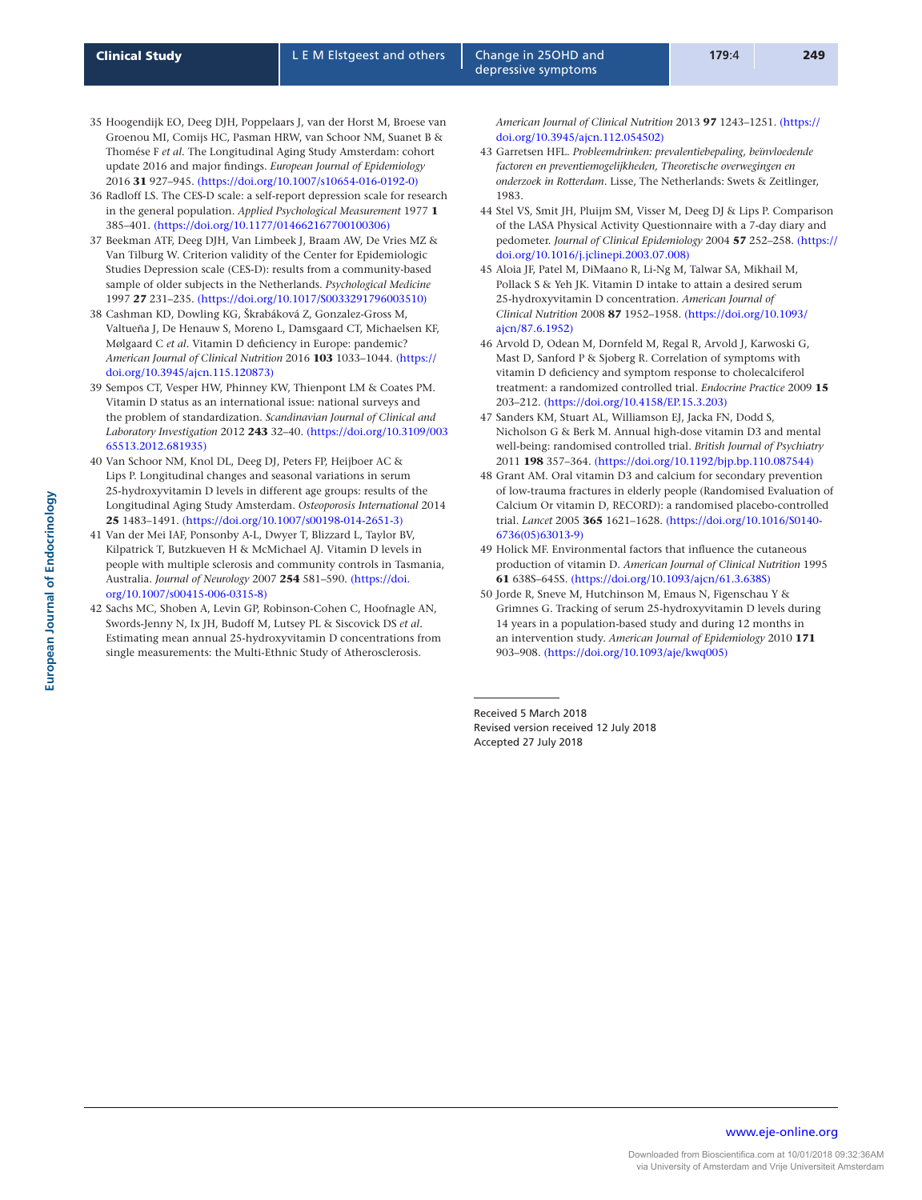35 Hoogendijk EO, Deeg DJH, Poppelaars J, van der Horst M, Broese van Groenou MI, Comijs HC, Pasman HRW, van Schoor NM, Suanet B & Thomése F *et al*. The Longitudinal Aging Study Amsterdam: cohort update 2016 and major findings. *European Journal of Epidemiology* 2016 **31** 927–945. (https://doi.org/10.1007/s10654-016-0192-0)

36 Radloff LS. The CES-D scale: a self-report depression scale for research in the general population. *Applied Psychological Measurement* 1977 **1** 385–401. (https://doi.org/10.1177/014662167700100306)

37 Beekman ATF, Deeg DJH, Van Limbeek J, Braam AW, De Vries MZ & Van Tilburg W. Criterion validity of the Center for Epidemiologic Studies Depression scale (CES-D): results from a community-based sample of older subjects in the Netherlands. *Psychological Medicine* 1997 **27** 231–235. (https://doi.org/10.1017/S0033291796003510)

38 Cashman KD, Dowling KG, Škrabáková Z, Gonzalez-Gross M, Valtueña J, De Henauw S, Moreno L, Damsgaard CT, Michaelsen KF, Mølgaard C *et al*. Vitamin D deficiency in Europe: pandemic? *American Journal of Clinical Nutrition* 2016 **103** 1033–1044. (https://doi.org/10.3945/ajcn.115.120873)

39 Sempos CT, Vesper HW, Phinney KW, Thienpont LM & Coates PM. Vitamin D status as an international issue: national surveys and the problem of standardization. *Scandinavian Journal of Clinical and Laboratory Investigation* 2012 **243** 32–40. (https://doi.org/10.3109/00365513.2012.681935)

40 Van Schoor NM, Knol DL, Deeg DJ, Peters FP, Heijboer AC & Lips P. Longitudinal changes and seasonal variations in serum 25-hydroxyvitamin D levels in different age groups: results of the Longitudinal Aging Study Amsterdam. *Osteoporosis International* 2014 **25** 1483–1491. (https://doi.org/10.1007/s00198-014-2651-3)

41 Van der Mei IAF, Ponsonby A-L, Dwyer T, Blizzard L, Taylor BV, Kilpatrick T, Butzkueven H & McMichael AJ. Vitamin D levels in people with multiple sclerosis and community controls in Tasmania, Australia. *Journal of Neurology* 2007 **254** 581–590. (https://doi.org/10.1007/s00415-006-0315-8)

42 Sachs MC, Shoben A, Levin GP, Robinson-Cohen C, Hoofnagle AN, Swords-Jenny N, Ix JH, Budoff M, Lutsey PL & Siscovick DS *et al*. Estimating mean annual 25-hydroxyvitamin D concentrations from single measurements: the Multi-Ethnic Study of Atherosclerosis. *American Journal of Clinical Nutrition* 2013 **97** 1243–1251. (https://doi.org/10.3945/ajcn.112.054502)

43 Garretsen HFL. *Probleemdrinken: prevalentiebepaling, beïnvloedende factoren en preventiemogelijkheden, Theoretische overwegingen en onderzoek in Rotterdam*. Lisse, The Netherlands: Swets & Zeitlinger, 1983.

44 Stel VS, Smit JH, Pluijm SM, Visser M, Deeg DJ & Lips P. Comparison of the LASA Physical Activity Questionnaire with a 7-day diary and pedometer. *Journal of Clinical Epidemiology* 2004 **57** 252–258. (https://doi.org/10.1016/j.jclinepi.2003.07.008)

45 Aloia JF, Patel M, DiMaano R, Li-Ng M, Talwar SA, Mikhail M, Pollack S & Yeh JK. Vitamin D intake to attain a desired serum 25-hydroxyvitamin D concentration. *American Journal of Clinical Nutrition* 2008 **87** 1952–1958. (https://doi.org/10.1093/ajcn/87.6.1952)

46 Arvold D, Odean M, Dornfeld M, Regal R, Arvold J, Karwoski G, Mast D, Sanford P & Sjoberg R. Correlation of symptoms with vitamin D deficiency and symptom response to cholecalciferol treatment: a randomized controlled trial. *Endocrine Practice* 2009 **15** 203–212. (https://doi.org/10.4158/EP.15.3.203)

47 Sanders KM, Stuart AL, Williamson EJ, Jacka FN, Dodd S, Nicholson G & Berk M. Annual high-dose vitamin D3 and mental well-being: randomised controlled trial. *British Journal of Psychiatry* 2011 **198** 357–364. (https://doi.org/10.1192/bjp.bp.110.087544)

48 Grant AM. Oral vitamin D3 and calcium for secondary prevention of low-trauma fractures in elderly people (Randomised Evaluation of Calcium Or vitamin D, RECORD): a randomised placebo-controlled trial. *Lancet* 2005 **365** 1621–1628. (https://doi.org/10.1016/S0140-6736(05)63013-9)

49 Holick MF. Environmental factors that influence the cutaneous production of vitamin D. *American Journal of Clinical Nutrition* 1995 **61** 638S–645S. (https://doi.org/10.1093/ajcn/61.3.638S)

50 Jorde R, Sneve M, Hutchinson M, Emaus N, Figenschau Y & Grimnes G. Tracking of serum 25-hydroxyvitamin D levels during 14 years in a population-based study and during 12 months in an intervention study. *American Journal of Epidemiology* 2010 **171** 903–908. (https://doi.org/10.1093/aje/kwq005)

Received 5 March 2018
Revised version received 12 July 2018
Accepted 27 July 2018